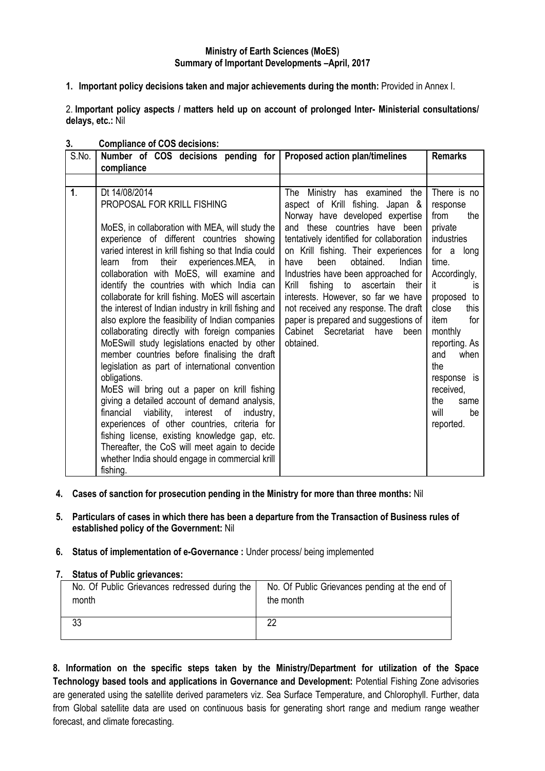**Ministry of Earth Sciences (MoES)**
**Summary of Important Developments –April, 2017**

1. **Important policy decisions taken and major achievements during the month:** Provided in Annex I.

2. **Important policy aspects / matters held up on account of prolonged Inter- Ministerial consultations/ delays, etc.:** Nil

3. **Compliance of COS decisions:**

| S.No. | Number of COS decisions pending for compliance | Proposed action plan/timelines | Remarks |
|---|---|---|---|
| 1. | Dt 14/08/2014<br>PROPOSAL FOR KRILL FISHING<br><br>MoES, in collaboration with MEA, will study the experience of different countries showing varied interest in krill fishing so that India could learn from their experiences.MEA, in collaboration with MoES, will examine and identify the countries with which India can collaborate for krill fishing. MoES will ascertain the interest of Indian industry in krill fishing and also explore the feasibility of Indian companies collaborating directly with foreign companies MoESwill study legislations enacted by other member countries before finalising the draft legislation as part of international convention obligations.<br>MoES will bring out a paper on krill fishing giving a detailed account of demand analysis, financial viability, interest of industry, experiences of other countries, criteria for fishing license, existing knowledge gap, etc. Thereafter, the CoS will meet again to decide whether India should engage in commercial krill fishing. | The Ministry has examined the aspect of Krill fishing. Japan & Norway have developed expertise and these countries have been tentatively identified for collaboration on Krill fishing. Their experiences have been obtained. Indian Industries have been approached for Krill fishing to ascertain their interests. However, so far we have not received any response. The draft paper is prepared and suggestions of Cabinet Secretariat have been obtained. | There is no response from the private industries for a long time. Accordingly, it is proposed to close this item for monthly reporting. As and when the response is received, the same will be reported. |

4. **Cases of sanction for prosecution pending in the Ministry for more than three months:** Nil

5. **Particulars of cases in which there has been a departure from the Transaction of Business rules of established policy of the Government:** Nil

6. **Status of implementation of e-Governance :** Under process/ being implemented

7. **Status of Public grievances:**

| No. Of Public Grievances redressed during the month | No. Of Public Grievances pending at the end of the month |
|---|---|
| 33 | 22 |

**8. Information on the specific steps taken by the Ministry/Department for utilization of the Space Technology based tools and applications in Governance and Development:** Potential Fishing Zone advisories are generated using the satellite derived parameters viz. Sea Surface Temperature, and Chlorophyll. Further, data from Global satellite data are used on continuous basis for generating short range and medium range weather forecast, and climate forecasting.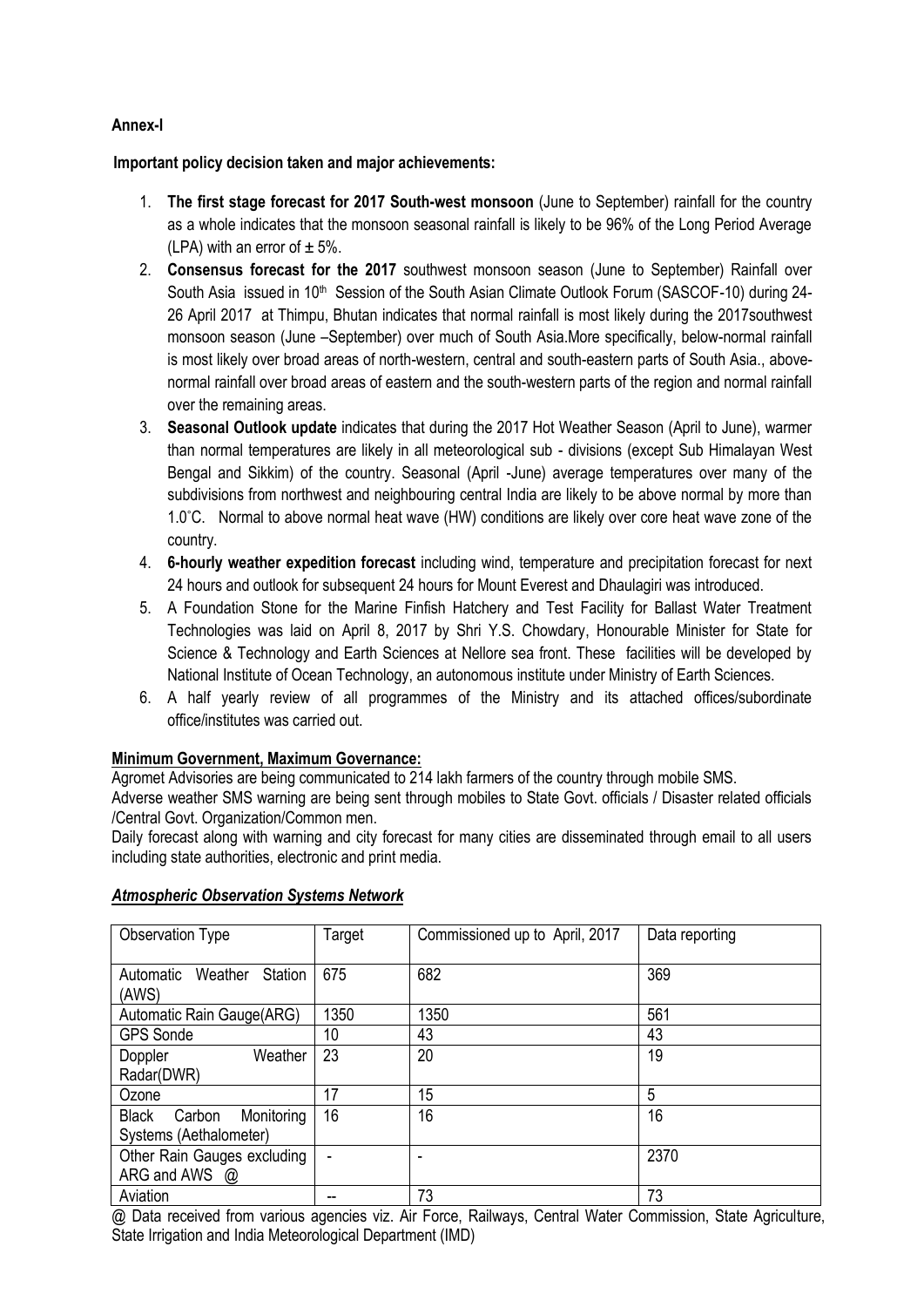**Annex-I**

**Important policy decision taken and major achievements:**

1. **The first stage forecast for 2017 South-west monsoon** (June to September) rainfall for the country as a whole indicates that the monsoon seasonal rainfall is likely to be 96% of the Long Period Average (LPA) with an error of ± 5%.
2. **Consensus forecast for the 2017** southwest monsoon season (June to September) Rainfall over South Asia issued in 10th Session of the South Asian Climate Outlook Forum (SASCOF-10) during 24-26 April 2017 at Thimpu, Bhutan indicates that normal rainfall is most likely during the 2017southwest monsoon season (June –September) over much of South Asia.More specifically, below-normal rainfall is most likely over broad areas of north-western, central and south-eastern parts of South Asia., above-normal rainfall over broad areas of eastern and the south-western parts of the region and normal rainfall over the remaining areas.
3. **Seasonal Outlook update** indicates that during the 2017 Hot Weather Season (April to June), warmer than normal temperatures are likely in all meteorological sub - divisions (except Sub Himalayan West Bengal and Sikkim) of the country. Seasonal (April -June) average temperatures over many of the subdivisions from northwest and neighbouring central India are likely to be above normal by more than 1.0˚C. Normal to above normal heat wave (HW) conditions are likely over core heat wave zone of the country.
4. **6-hourly weather expedition forecast** including wind, temperature and precipitation forecast for next 24 hours and outlook for subsequent 24 hours for Mount Everest and Dhaulagiri was introduced.
5. A Foundation Stone for the Marine Finfish Hatchery and Test Facility for Ballast Water Treatment Technologies was laid on April 8, 2017 by Shri Y.S. Chowdary, Honourable Minister for State for Science & Technology and Earth Sciences at Nellore sea front. These facilities will be developed by National Institute of Ocean Technology, an autonomous institute under Ministry of Earth Sciences.
6. A half yearly review of all programmes of the Ministry and its attached offices/subordinate office/institutes was carried out.

**Minimum Government, Maximum Governance:**

Agromet Advisories are being communicated to 214 lakh farmers of the country through mobile SMS.

Adverse weather SMS warning are being sent through mobiles to State Govt. officials / Disaster related officials /Central Govt. Organization/Common men.

Daily forecast along with warning and city forecast for many cities are disseminated through email to all users including state authorities, electronic and print media.

***Atmospheric Observation Systems Network***

| Observation Type | Target | Commissioned up to April, 2017 | Data reporting |
|---|---|---|---|
| Automatic Weather Station (AWS) | 675 | 682 | 369 |
| Automatic Rain Gauge(ARG) | 1350 | 1350 | 561 |
| GPS Sonde | 10 | 43 | 43 |
| Doppler Weather Radar(DWR) | 23 | 20 | 19 |
| Ozone | 17 | 15 | 5 |
| Black Carbon Monitoring Systems (Aethalometer) | 16 | 16 | 16 |
| Other Rain Gauges excluding ARG and AWS @ | - | - | 2370 |
| Aviation | -- | 73 | 73 |

@ Data received from various agencies viz. Air Force, Railways, Central Water Commission, State Agriculture, State Irrigation and India Meteorological Department (IMD)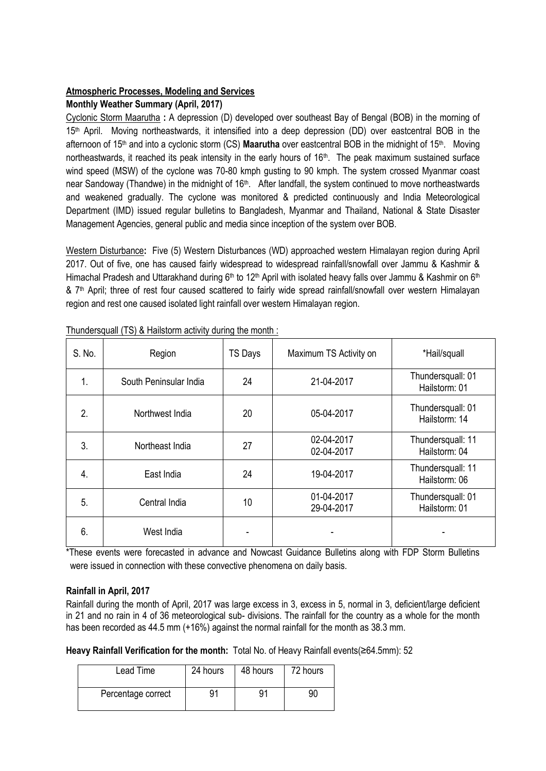## Atmospheric Processes, Modeling and Services

### Monthly Weather Summary (April, 2017)

Cyclonic Storm Maarutha **:** A depression (D) developed over southeast Bay of Bengal (BOB) in the morning of 15th April. Moving northeastwards, it intensified into a deep depression (DD) over eastcentral BOB in the afternoon of 15th and into a cyclonic storm (CS) **Maarutha** over eastcentral BOB in the midnight of 15th. Moving northeastwards, it reached its peak intensity in the early hours of 16th. The peak maximum sustained surface wind speed (MSW) of the cyclone was 70-80 kmph gusting to 90 kmph. The system crossed Myanmar coast near Sandoway (Thandwe) in the midnight of 16th. After landfall, the system continued to move northeastwards and weakened gradually. The cyclone was monitored & predicted continuously and India Meteorological Department (IMD) issued regular bulletins to Bangladesh, Myanmar and Thailand, National & State Disaster Management Agencies, general public and media since inception of the system over BOB.

Western Disturbance**:** Five (5) Western Disturbances (WD) approached western Himalayan region during April 2017. Out of five, one has caused fairly widespread to widespread rainfall/snowfall over Jammu & Kashmir & Himachal Pradesh and Uttarakhand during 6th to 12th April with isolated heavy falls over Jammu & Kashmir on 6th & 7th April; three of rest four caused scattered to fairly wide spread rainfall/snowfall over western Himalayan region and rest one caused isolated light rainfall over western Himalayan region.

Thundersquall (TS) & Hailstorm activity during the month :

| S. No. | Region | TS Days | Maximum TS Activity on | *Hail/squall |
|---|---|---|---|---|
| 1. | South Peninsular India | 24 | 21-04-2017 | Thundersquall: 01<br>Hailstorm: 01 |
| 2. | Northwest India | 20 | 05-04-2017 | Thundersquall: 01<br>Hailstorm: 14 |
| 3. | Northeast India | 27 | 02-04-2017<br>02-04-2017 | Thundersquall: 11<br>Hailstorm: 04 |
| 4. | East India | 24 | 19-04-2017 | Thundersquall: 11<br>Hailstorm: 06 |
| 5. | Central India | 10 | 01-04-2017<br>29-04-2017 | Thundersquall: 01<br>Hailstorm: 01 |
| 6. | West India | - | - | - |

*These events were forecasted in advance and Nowcast Guidance Bulletins along with FDP Storm Bulletins were issued in connection with these convective phenomena on daily basis.

### Rainfall in April, 2017

Rainfall during the month of April, 2017 was large excess in 3, excess in 5, normal in 3, deficient/large deficient in 21 and no rain in 4 of 36 meteorological sub- divisions. The rainfall for the country as a whole for the month has been recorded as 44.5 mm (+16%) against the normal rainfall for the month as 38.3 mm.

**Heavy Rainfall Verification for the month:** Total No. of Heavy Rainfall events(≥64.5mm): 52

| Lead Time | 24 hours | 48 hours | 72 hours |
|---|---|---|---|
| Percentage correct | 91 | 91 | 90 |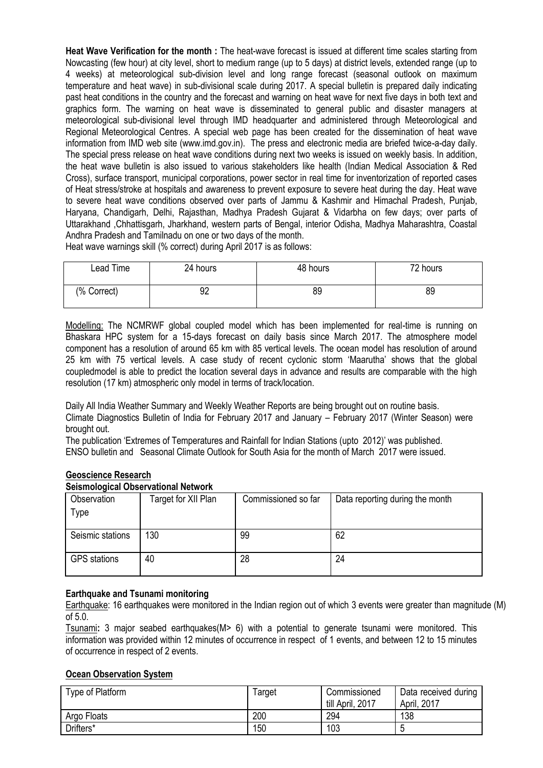**Heat Wave Verification for the month :** The heat-wave forecast is issued at different time scales starting from Nowcasting (few hour) at city level, short to medium range (up to 5 days) at district levels, extended range (up to 4 weeks) at meteorological sub-division level and long range forecast (seasonal outlook on maximum temperature and heat wave) in sub-divisional scale during 2017. A special bulletin is prepared daily indicating past heat conditions in the country and the forecast and warning on heat wave for next five days in both text and graphics form. The warning on heat wave is disseminated to general public and disaster managers at meteorological sub-divisional level through IMD headquarter and administered through Meteorological and Regional Meteorological Centres. A special web page has been created for the dissemination of heat wave information from IMD web site (www.imd.gov.in). The press and electronic media are briefed twice-a-day daily. The special press release on heat wave conditions during next two weeks is issued on weekly basis. In addition, the heat wave bulletin is also issued to various stakeholders like health (Indian Medical Association & Red Cross), surface transport, municipal corporations, power sector in real time for inventorization of reported cases of Heat stress/stroke at hospitals and awareness to prevent exposure to severe heat during the day. Heat wave to severe heat wave conditions observed over parts of Jammu & Kashmir and Himachal Pradesh, Punjab, Haryana, Chandigarh, Delhi, Rajasthan, Madhya Pradesh Gujarat & Vidarbha on few days; over parts of Uttarakhand ,Chhattisgarh, Jharkhand, western parts of Bengal, interior Odisha, Madhya Maharashtra, Coastal Andhra Pradesh and Tamilnadu on one or two days of the month.

Heat wave warnings skill (% correct) during April 2017 is as follows:

| Lead Time | 24 hours | 48 hours | 72 hours |
|---|---|---|---|
| (% Correct) | 92 | 89 | 89 |

Modelling: The NCMRWF global coupled model which has been implemented for real-time is running on Bhaskara HPC system for a 15-days forecast on daily basis since March 2017. The atmosphere model component has a resolution of around 65 km with 85 vertical levels. The ocean model has resolution of around 25 km with 75 vertical levels. A case study of recent cyclonic storm 'Maarutha' shows that the global coupledmodel is able to predict the location several days in advance and results are comparable with the high resolution (17 km) atmospheric only model in terms of track/location.

Daily All India Weather Summary and Weekly Weather Reports are being brought out on routine basis.

Climate Diagnostics Bulletin of India for February 2017 and January – February 2017 (Winter Season) were brought out.

The publication 'Extremes of Temperatures and Rainfall for Indian Stations (upto 2012)' was published.

ENSO bulletin and Seasonal Climate Outlook for South Asia for the month of March 2017 were issued.

## Geoscience Research

### Seismological Observational Network

| Observation Type | Target for XII Plan | Commissioned so far | Data reporting during the month |
|---|---|---|---|
| Seismic stations | 130 | 99 | 62 |
| GPS stations | 40 | 28 | 24 |

### Earthquake and Tsunami monitoring

Earthquake: 16 earthquakes were monitored in the Indian region out of which 3 events were greater than magnitude (M) of 5.0.

Tsunami**:** 3 major seabed earthquakes(M> 6) with a potential to generate tsunami were monitored. This information was provided within 12 minutes of occurrence in respect of 1 events, and between 12 to 15 minutes of occurrence in respect of 2 events.

### Ocean Observation System

| Type of Platform | Target | Commissioned till April, 2017 | Data received during April, 2017 |
|---|---|---|---|
| Argo Floats | 200 | 294 | 138 |
| Drifters* | 150 | 103 | 5 |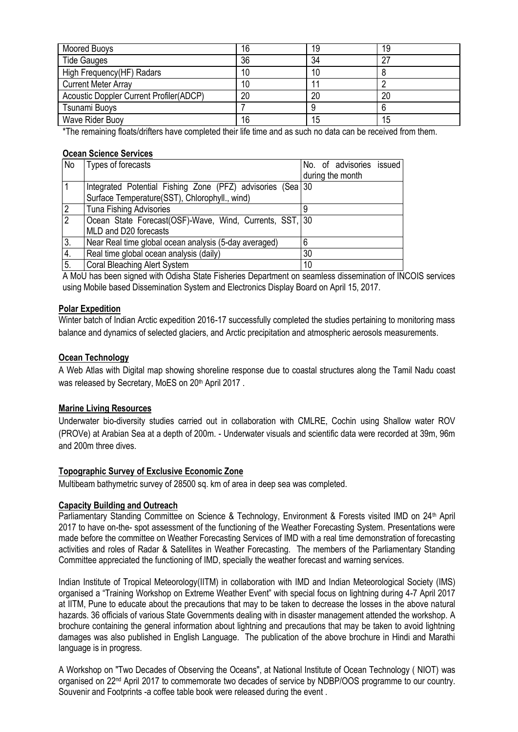| Moored Buoys | 16 | 19 | 19 |
|---|---|---|---|
| Tide Gauges | 36 | 34 | 27 |
| High Frequency(HF) Radars | 10 | 10 | 8 |
| Current Meter Array | 10 | 11 | 2 |
| Acoustic Doppler Current Profiler(ADCP) | 20 | 20 | 20 |
| Tsunami Buoys | 7 | 9 | 6 |
| Wave Rider Buoy | 16 | 15 | 15 |

*The remaining floats/drifters have completed their life time and as such no data can be received from them.

**Ocean Science Services**

| No | Types of forecasts | No. of advisories issued during the month |
|---|---|---|
| 1 | Integrated Potential Fishing Zone (PFZ) advisories (Sea Surface Temperature(SST), Chlorophyll., wind) | 30 |
| 2 | Tuna Fishing Advisories | 9 |
| 2 | Ocean State Forecast(OSF)-Wave, Wind, Currents, SST, MLD and D20 forecasts | 30 |
| 3. | Near Real time global ocean analysis (5-day averaged) | 6 |
| 4. | Real time global ocean analysis (daily) | 30 |
| 5. | Coral Bleaching Alert System | 10 |

A MoU has been signed with Odisha State Fisheries Department on seamless dissemination of INCOIS services using Mobile based Dissemination System and Electronics Display Board on April 15, 2017.

**Polar Expedition**

Winter batch of Indian Arctic expedition 2016-17 successfully completed the studies pertaining to monitoring mass balance and dynamics of selected glaciers, and Arctic precipitation and atmospheric aerosols measurements.

**Ocean Technology**

A Web Atlas with Digital map showing shoreline response due to coastal structures along the Tamil Nadu coast was released by Secretary, MoES on 20th April 2017 .

**Marine Living Resources**

Underwater bio-diversity studies carried out in collaboration with CMLRE, Cochin using Shallow water ROV (PROVe) at Arabian Sea at a depth of 200m. - Underwater visuals and scientific data were recorded at 39m, 96m and 200m three dives.

**Topographic Survey of Exclusive Economic Zone**

Multibeam bathymetric survey of 28500 sq. km of area in deep sea was completed.

**Capacity Building and Outreach**

Parliamentary Standing Committee on Science & Technology, Environment & Forests visited IMD on 24th April 2017 to have on-the- spot assessment of the functioning of the Weather Forecasting System. Presentations were made before the committee on Weather Forecasting Services of IMD with a real time demonstration of forecasting activities and roles of Radar & Satellites in Weather Forecasting. The members of the Parliamentary Standing Committee appreciated the functioning of IMD, specially the weather forecast and warning services.

Indian Institute of Tropical Meteorology(IITM) in collaboration with IMD and Indian Meteorological Society (IMS) organised a "Training Workshop on Extreme Weather Event" with special focus on lightning during 4-7 April 2017 at IITM, Pune to educate about the precautions that may be taken to decrease the losses in the above natural hazards. 36 officials of various State Governments dealing with in disaster management attended the workshop. A brochure containing the general information about lightning and precautions that may be taken to avoid lightning damages was also published in English Language. The publication of the above brochure in Hindi and Marathi language is in progress.

A Workshop on "Two Decades of Observing the Oceans", at National Institute of Ocean Technology ( NIOT) was organised on 22nd April 2017 to commemorate two decades of service by NDBP/OOS programme to our country. Souvenir and Footprints -a coffee table book were released during the event .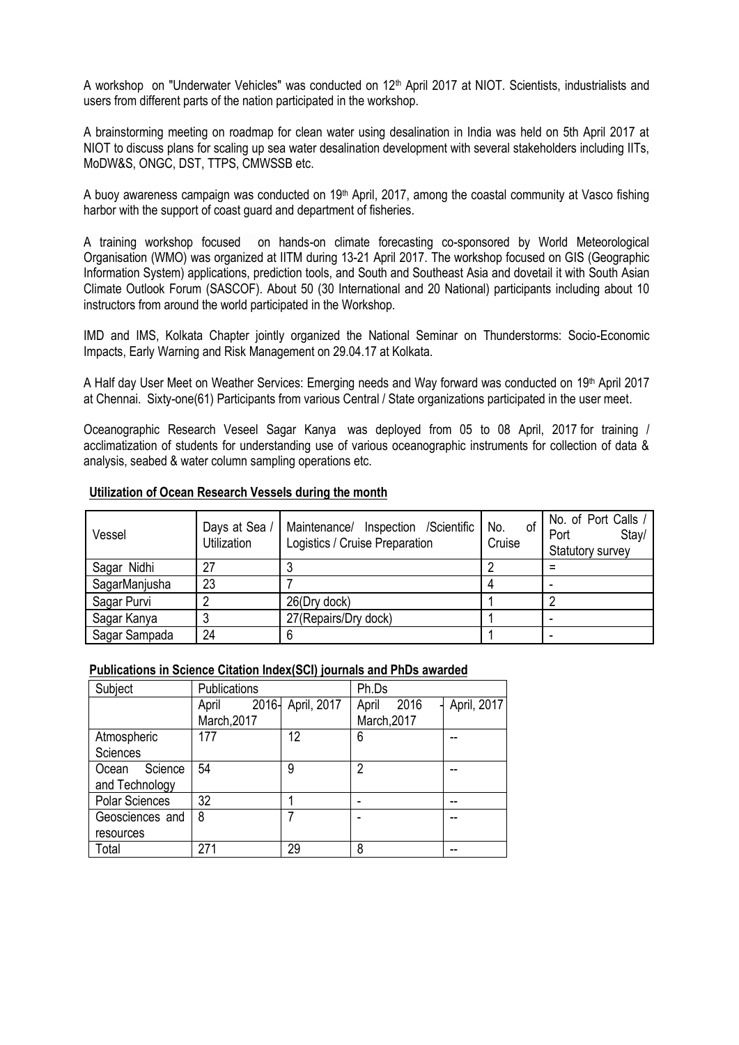A workshop on "Underwater Vehicles" was conducted on 12th April 2017 at NIOT. Scientists, industrialists and users from different parts of the nation participated in the workshop.

A brainstorming meeting on roadmap for clean water using desalination in India was held on 5th April 2017 at NIOT to discuss plans for scaling up sea water desalination development with several stakeholders including IITs, MoDW&S, ONGC, DST, TTPS, CMWSSB etc.

A buoy awareness campaign was conducted on 19th April, 2017, among the coastal community at Vasco fishing harbor with the support of coast guard and department of fisheries.

A training workshop focused on hands-on climate forecasting co-sponsored by World Meteorological Organisation (WMO) was organized at IITM during 13-21 April 2017. The workshop focused on GIS (Geographic Information System) applications, prediction tools, and South and Southeast Asia and dovetail it with South Asian Climate Outlook Forum (SASCOF). About 50 (30 International and 20 National) participants including about 10 instructors from around the world participated in the Workshop.

IMD and IMS, Kolkata Chapter jointly organized the National Seminar on Thunderstorms: Socio-Economic Impacts, Early Warning and Risk Management on 29.04.17 at Kolkata.

A Half day User Meet on Weather Services: Emerging needs and Way forward was conducted on 19th April 2017 at Chennai. Sixty-one(61) Participants from various Central / State organizations participated in the user meet.

Oceanographic Research Veseel Sagar Kanya was deployed from 05 to 08 April, 2017 for training / acclimatization of students for understanding use of various oceanographic instruments for collection of data & analysis, seabed & water column sampling operations etc.

**Utilization of Ocean Research Vessels during the month**

| Vessel | Days at Sea / Utilization | Maintenance/ Inspection /Scientific Logistics / Cruise Preparation | No. of Cruise | No. of Port Calls / Port Stay/ Statutory survey |
|---|---|---|---|---|
| Sagar Nidhi | 27 | 3 | 2 | = |
| SagarManjusha | 23 | 7 | 4 | - |
| Sagar Purvi | 2 | 26(Dry dock) | 1 | 2 |
| Sagar Kanya | 3 | 27(Repairs/Dry dock) | 1 | - |
| Sagar Sampada | 24 | 6 | 1 | - |

**Publications in Science Citation Index(SCI) journals and PhDs awarded**

| Subject | Publications | | Ph.Ds | |
|---|---|---|---|---|
| | April 2016- March,2017 | April, 2017 | April 2016 - March,2017 | April, 2017 |
| Atmospheric Sciences | 177 | 12 | 6 | -- |
| Ocean Science and Technology | 54 | 9 | 2 | -- |
| Polar Sciences | 32 | 1 | - | -- |
| Geosciences and resources | 8 | 7 | - | -- |
| Total | 271 | 29 | 8 | -- |